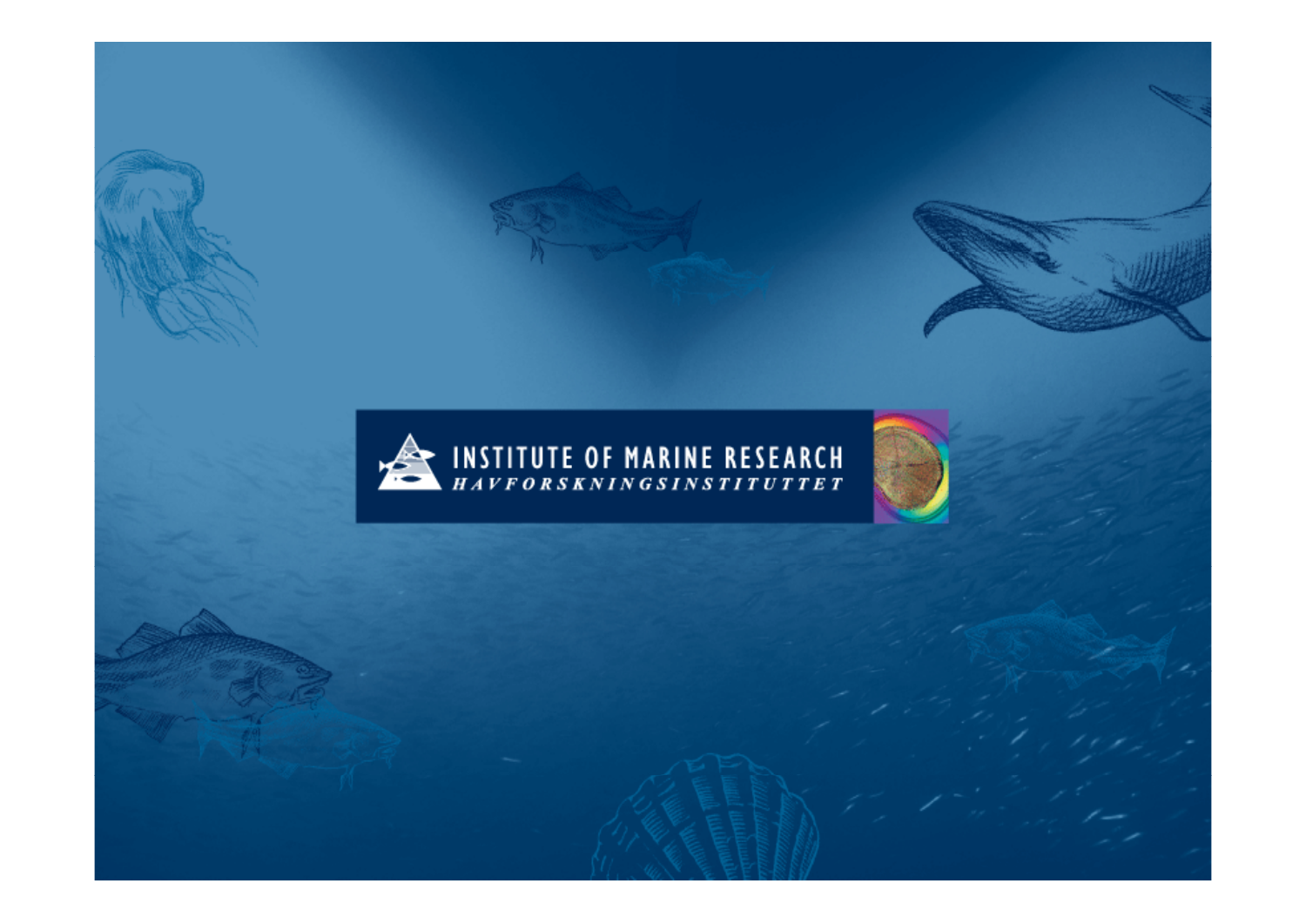INSTITUTE OF MARINE RESEARCH

*HAVFORSKNINGSINSTITUTTET*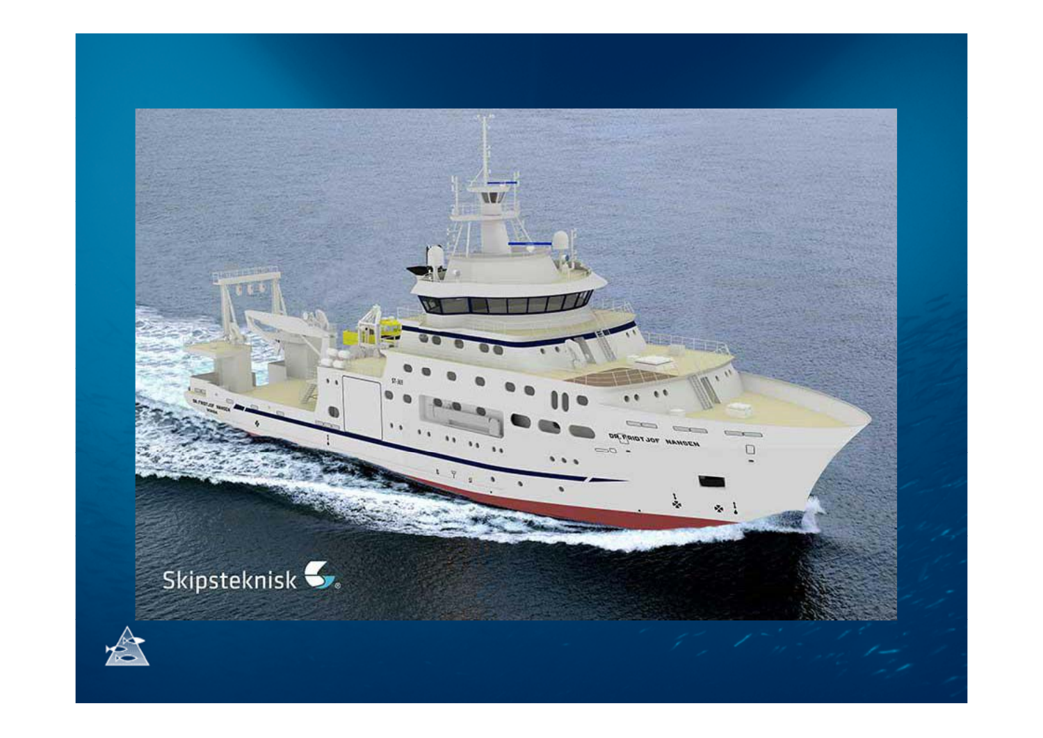Skipsteknisk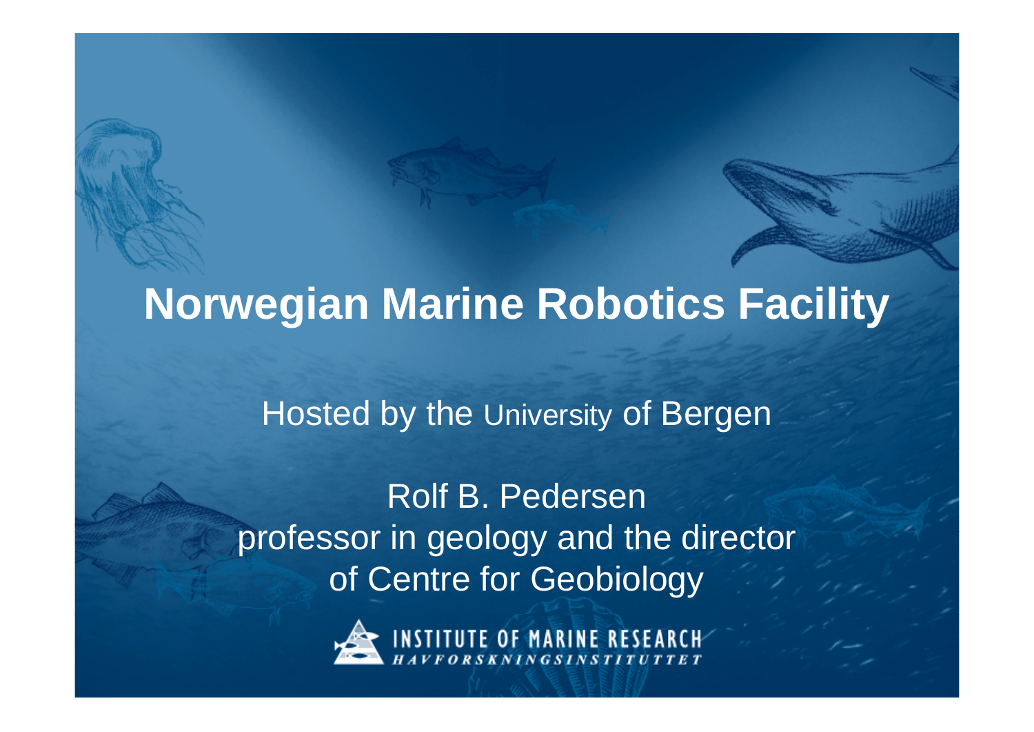# Norwegian Marine Robotics Facility

Hosted by the University of Bergen

Rolf B. Pedersen
professor in geology and the director
of Centre for Geobiology

INSTITUTE OF MARINE RESEARCH
*HAVFORSKNINGSINSTITUTTET*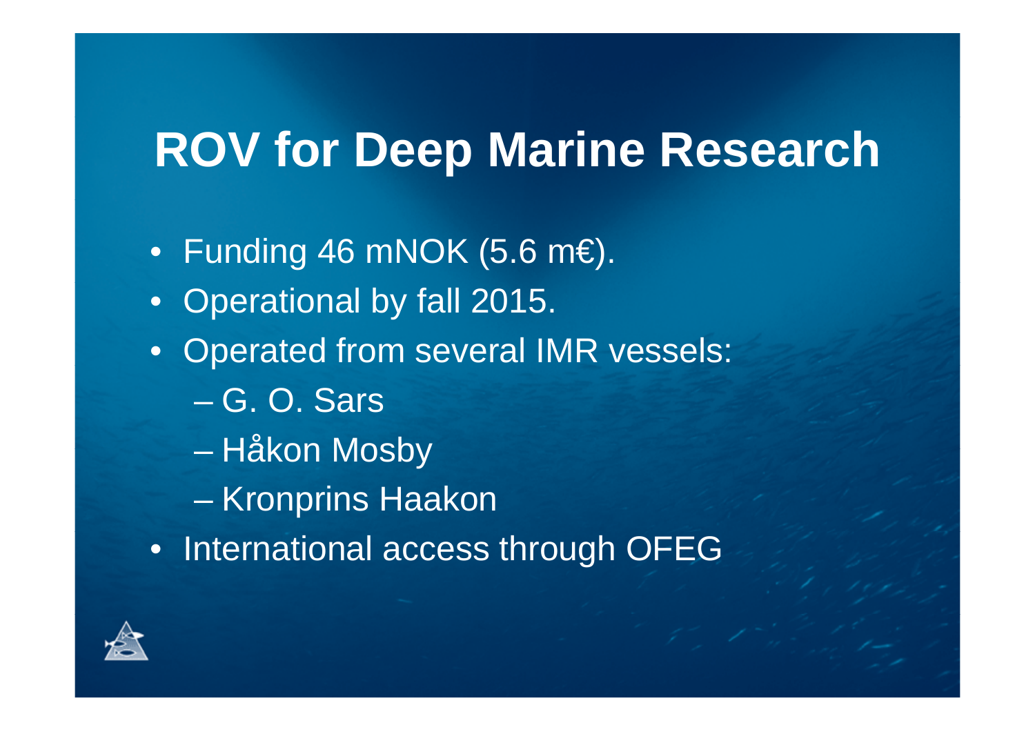# ROV for Deep Marine Research

- Funding 46 mNOK (5.6 m€).
- Operational by fall 2015.
- Operated from several IMR vessels:
  - G. O. Sars
  - Håkon Mosby
  - Kronprins Haakon
- International access through OFEG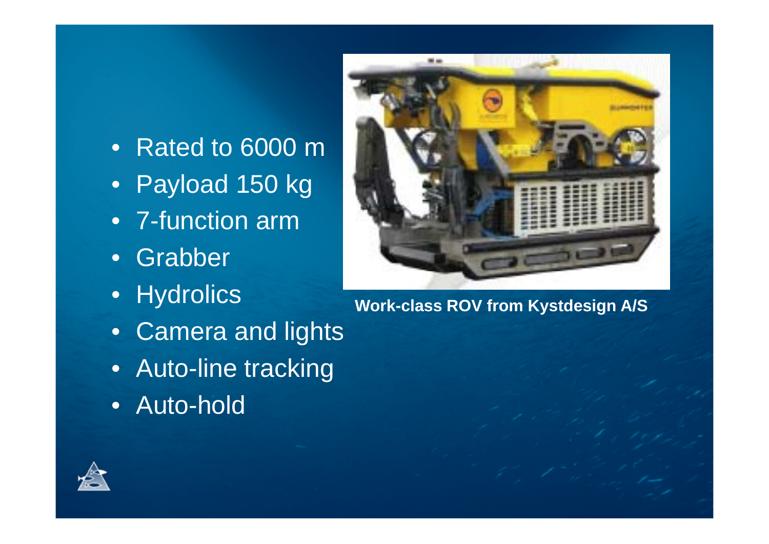- Rated to 6000 m
- Payload 150 kg
- 7-function arm
- Grabber
- Hydrolics
- Camera and lights
- Auto-line tracking
- Auto-hold

**Work-class ROV from Kystdesign A/S**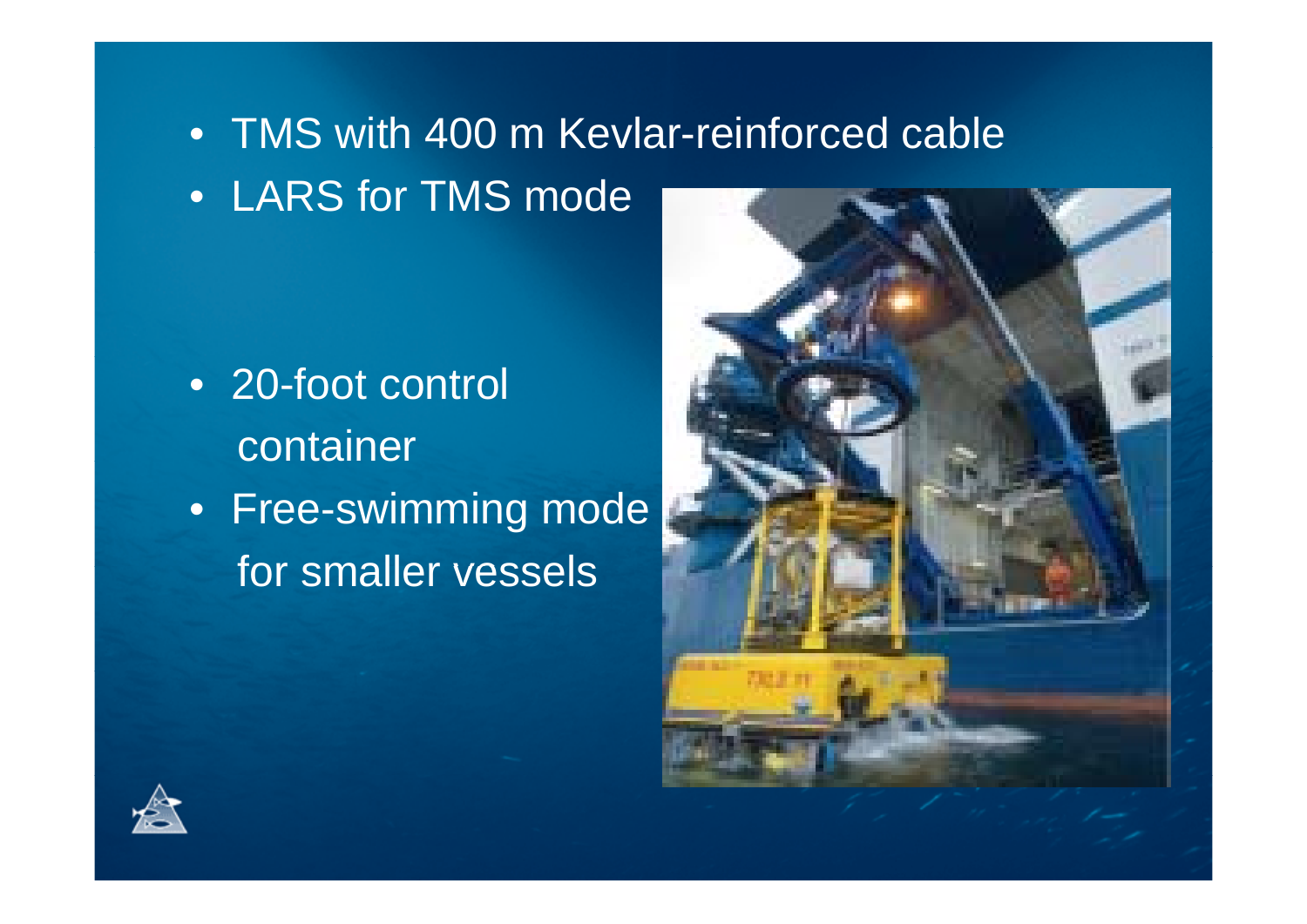- TMS with 400 m Kevlar-reinforced cable
- LARS for TMS mode
- 20-foot control container
- Free-swimming mode for smaller vessels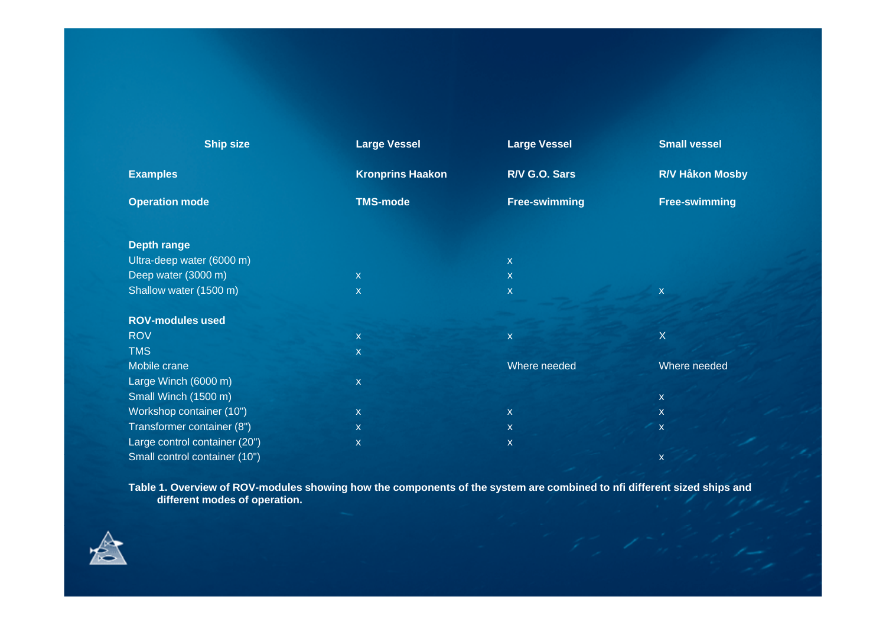| Ship size | Large Vessel | Large Vessel | Small vessel |
| --- | --- | --- | --- |
| **Examples** | **Kronprins Haakon** | **R/V G.O. Sars** | **R/V Håkon Mosby** |
| **Operation mode** | **TMS-mode** | **Free-swimming** | **Free-swimming** |
| **Depth range** | | | |
| Ultra-deep water (6000 m) | | x | |
| Deep water (3000 m) | x | x | |
| Shallow water (1500 m) | x | x | x |
| **ROV-modules used** | | | |
| ROV | x | x | X |
| TMS | x | | |
| Mobile crane | | Where needed | Where needed |
| Large Winch (6000 m) | x | | |
| Small Winch (1500 m) | | | x |
| Workshop container (10") | x | x | x |
| Transformer container (8") | x | x | x |
| Large control container (20") | x | x | |
| Small control container (10") | | | x |

**Table 1. Overview of ROV-modules showing how the components of the system are combined to nfi different sized ships and different modes of operation.**